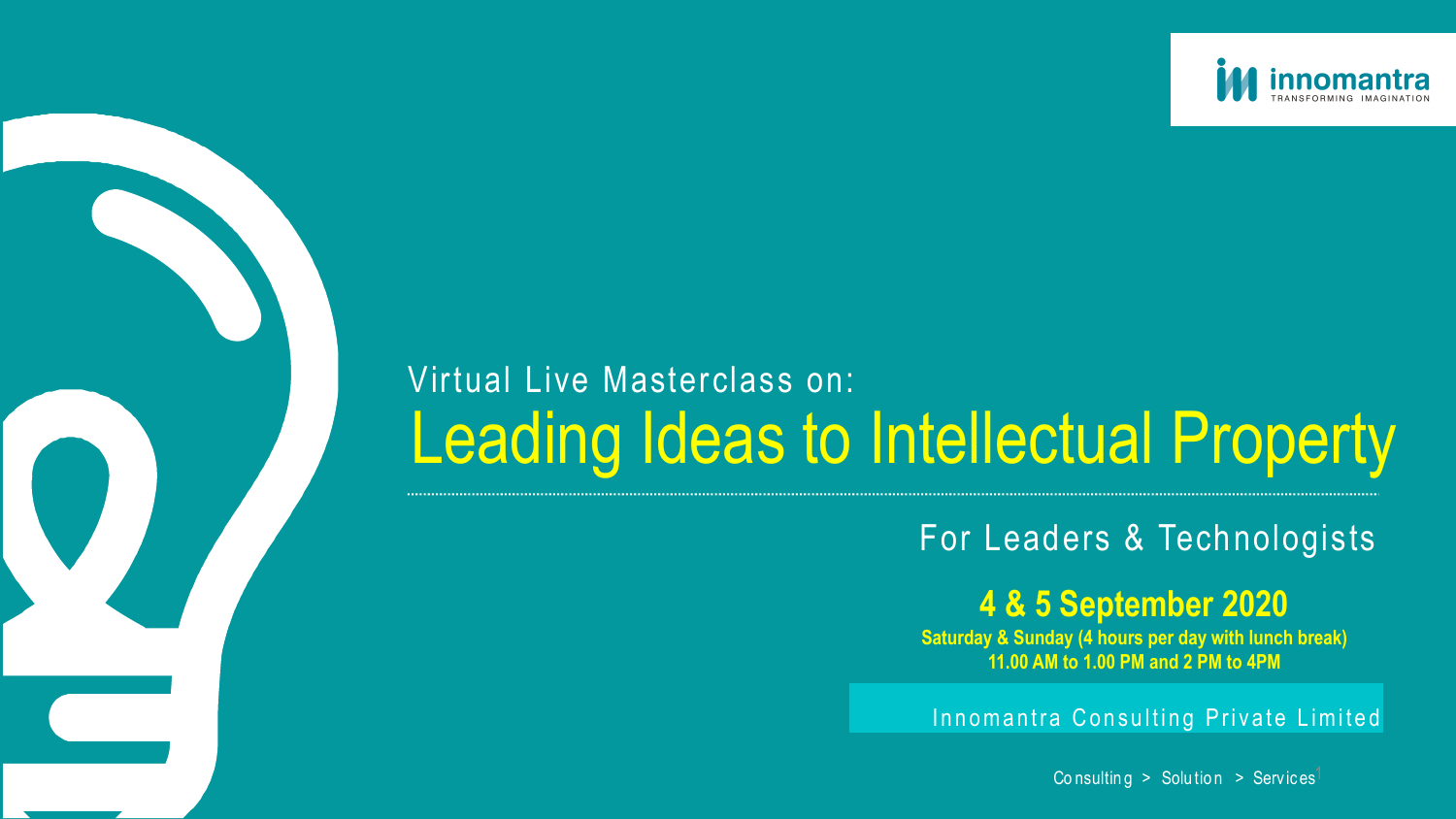innomantra
TRANSFORMING IMAGINATION

Virtual Live Masterclass on:

# Leading Ideas to Intellectual Property

For Leaders & Technologists

## 4 & 5 September 2020

**Saturday & Sunday (4 hours per day with lunch break)**
**11.00 AM to 1.00 PM and 2 PM to 4PM**

Innomantra Consulting Private Limited

Consulting > Solution > Services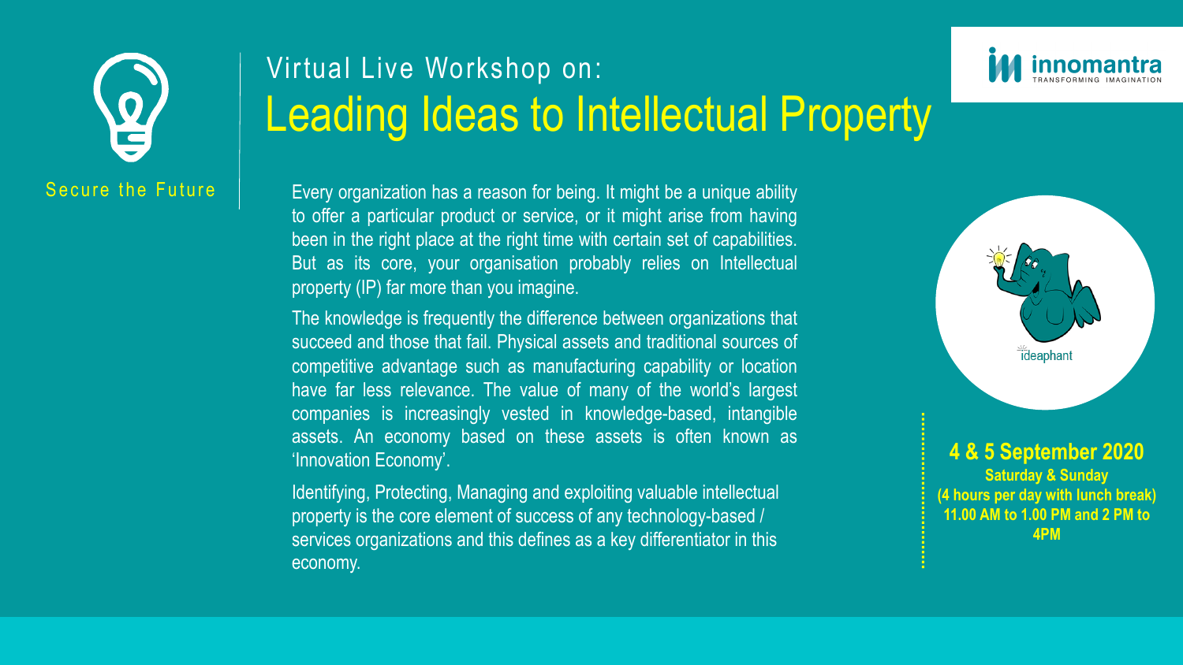Secure the Future

Virtual Live Workshop on:

# Leading Ideas to Intellectual Property

innomantra
TRANSFORMING IMAGINATION

Every organization has a reason for being. It might be a unique ability to offer a particular product or service, or it might arise from having been in the right place at the right time with certain set of capabilities. But as its core, your organisation probably relies on Intellectual property (IP) far more than you imagine.

The knowledge is frequently the difference between organizations that succeed and those that fail. Physical assets and traditional sources of competitive advantage such as manufacturing capability or location have far less relevance. The value of many of the world's largest companies is increasingly vested in knowledge-based, intangible assets. An economy based on these assets is often known as 'Innovation Economy'.

Identifying, Protecting, Managing and exploiting valuable intellectual property is the core element of success of any technology-based / services organizations and this defines as a key differentiator in this economy.

ideaphant

**4 & 5 September 2020**

**Saturday & Sunday**

**(4 hours per day with lunch break)**

**11.00 AM to 1.00 PM and 2 PM to 4PM**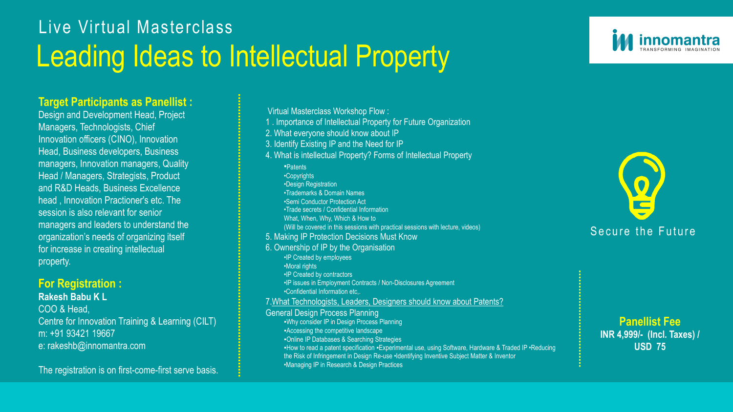# Live Virtual Masterclass

# Leading Ideas to Intellectual Property

innomantra
TRANSFORMING IMAGINATION

### Target Participants as Panellist :

Design and Development Head, Project Managers, Technologists, Chief Innovation officers (CINO), Innovation Head, Business developers, Business managers, Innovation managers, Quality Head / Managers, Strategists, Product and R&D Heads, Business Excellence head , Innovation Practioner's etc. The session is also relevant for senior managers and leaders to understand the organization's needs of organizing itself for increase in creating intellectual property.

### For Registration :

**Rakesh Babu K L**
COO & Head,
Centre for Innovation Training & Learning (CILT)
m: +91 93421 19667
e: rakeshb@innomantra.com

The registration is on first-come-first serve basis.

Virtual Masterclass Workshop Flow :

1 . Importance of Intellectual Property for Future Organization
2. What everyone should know about IP
3. Identify Existing IP and the Need for IP
4. What is intellectual Property? Forms of Intellectual Property
   - Patents
   - Copyrights
   - Design Registration
   - Trademarks & Domain Names
   - Semi Conductor Protection Act
   - Trade secrets / Confidential Information

   What, When, Why, Which & How to
   (Will be covered in this sessions with practical sessions with lecture, videos)
5. Making IP Protection Decisions Must Know
6. Ownership of IP by the Organisation
   - IP Created by employees
   - Moral rights
   - IP Created by contractors
   - IP issues in Employment Contracts / Non-Disclosures Agreement
   - Confidential Information etc,.
7. What Technologists, Leaders, Designers should know about Patents?

General Design Process Planning
- Why consider IP in Design Process Planning
- Accessing the competitive landscape
- Online IP Databases & Searching Strategies
- How to read a patent specification •Experimental use, using Software, Hardware & Traded IP •Reducing the Risk of Infringement in Design Re-use •Identifying Inventive Subject Matter & Inventor
- Managing IP in Research & Design Practices

Secure the Future

**Panellist Fee**
**INR 4,999/- (Incl. Taxes) / USD 75**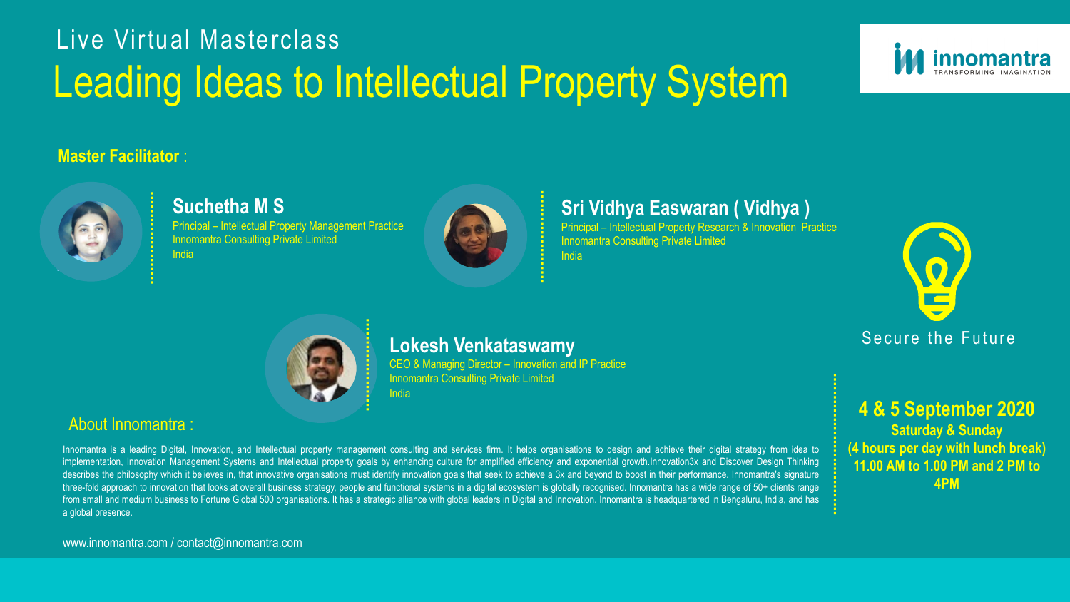Live Virtual Masterclass

# Leading Ideas to Intellectual Property System

innomantra
TRANSFORMING IMAGINATION

**Master Facilitator** :

### Suchetha M S
Principal – Intellectual Property Management Practice
Innomantra Consulting Private Limited
India

### Sri Vidhya Easwaran ( Vidhya )
Principal – Intellectual Property Research & Innovation Practice
Innomantra Consulting Private Limited
India

### Lokesh Venkataswamy
CEO & Managing Director – Innovation and IP Practice
Innomantra Consulting Private Limited
India

Secure the Future

## 4 & 5 September 2020

**Saturday & Sunday**
**(4 hours per day with lunch break)**
**11.00 AM to 1.00 PM and 2 PM to 4PM**

## About Innomantra :

Innomantra is a leading Digital, Innovation, and Intellectual property management consulting and services firm. It helps organisations to design and achieve their digital strategy from idea to implementation, Innovation Management Systems and Intellectual property goals by enhancing culture for amplified efficiency and exponential growth.Innovation3x and Discover Design Thinking describes the philosophy which it believes in, that innovative organisations must identify innovation goals that seek to achieve a 3x and beyond to boost in their performance. Innomantra's signature three-fold approach to innovation that looks at overall business strategy, people and functional systems in a digital ecosystem is globally recognised. Innomantra has a wide range of 50+ clients range from small and medium business to Fortune Global 500 organisations. It has a strategic alliance with global leaders in Digital and Innovation. Innomantra is headquartered in Bengaluru, India, and has a global presence.

www.innomantra.com / contact@innomantra.com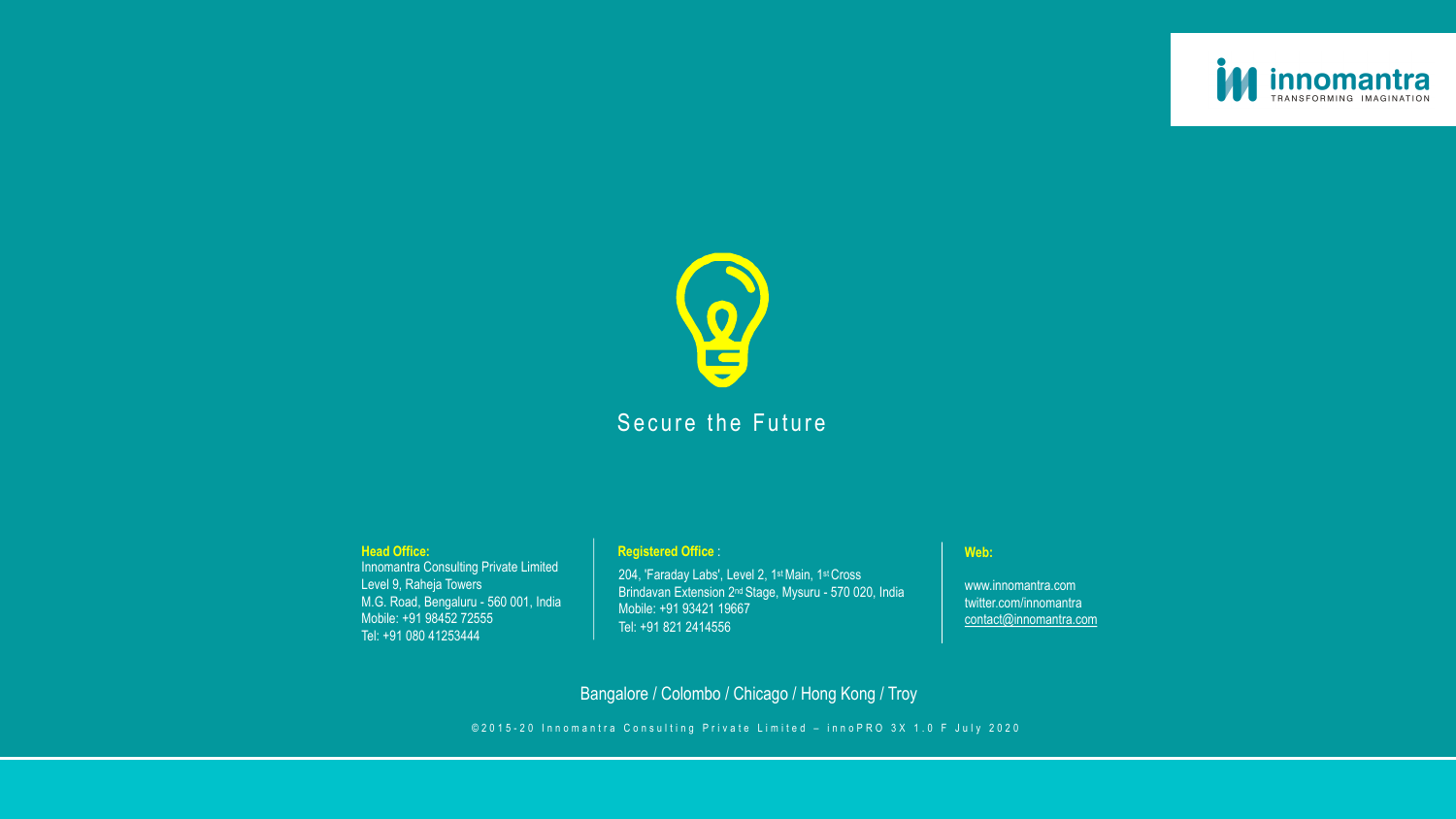innomantra
TRANSFORMING IMAGINATION

Secure the Future

**Head Office:**
Innomantra Consulting Private Limited
Level 9, Raheja Towers
M.G. Road, Bengaluru - 560 001, India
Mobile: +91 98452 72555
Tel: +91 080 41253444

**Registered Office :**
204, 'Faraday Labs', Level 2, 1st Main, 1st Cross
Brindavan Extension 2nd Stage, Mysuru - 570 020, India
Mobile: +91 93421 19667
Tel: +91 821 2414556

**Web:**
www.innomantra.com
twitter.com/innomantra
contact@innomantra.com

Bangalore / Colombo / Chicago / Hong Kong / Troy

©2015-20 Innomantra Consulting Private Limited – innoPRO 3X 1.0 F July 2020